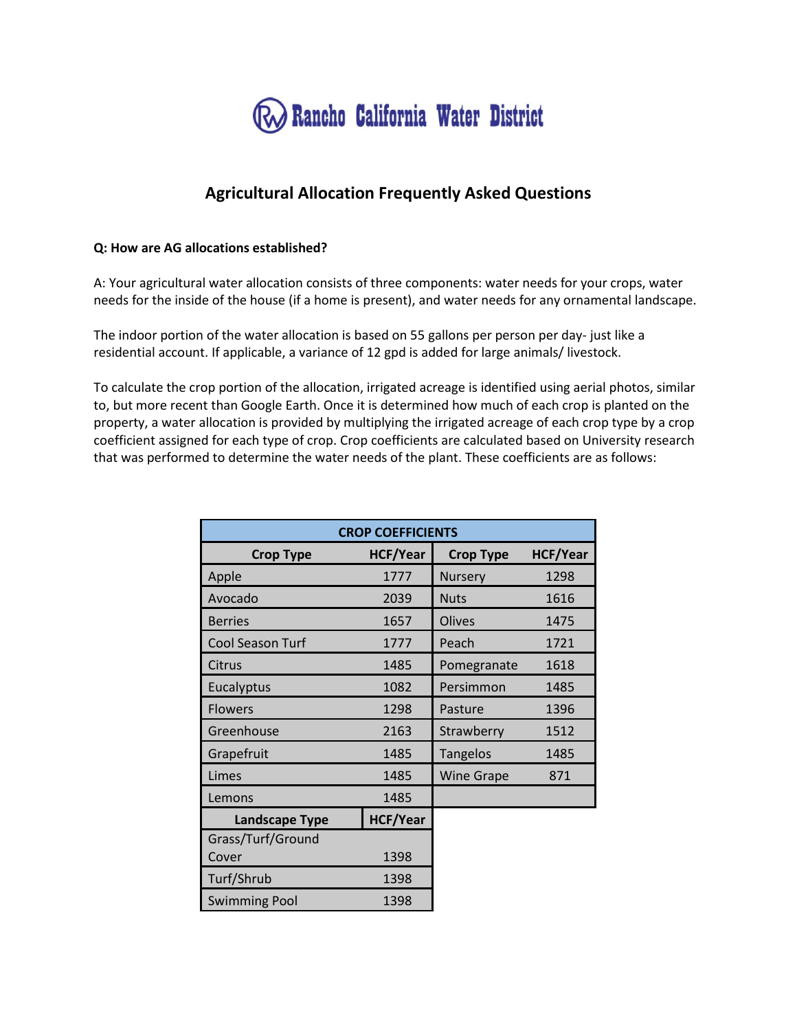# Rancho California Water District

## Agricultural Allocation Frequently Asked Questions

**Q: How are AG allocations established?**

A: Your agricultural water allocation consists of three components: water needs for your crops, water needs for the inside of the house (if a home is present), and water needs for any ornamental landscape.

The indoor portion of the water allocation is based on 55 gallons per person per day- just like a residential account. If applicable, a variance of 12 gpd is added for large animals/ livestock.

To calculate the crop portion of the allocation, irrigated acreage is identified using aerial photos, similar to, but more recent than Google Earth. Once it is determined how much of each crop is planted on the property, a water allocation is provided by multiplying the irrigated acreage of each crop type by a crop coefficient assigned for each type of crop. Crop coefficients are calculated based on University research that was performed to determine the water needs of the plant. These coefficients are as follows:

| CROP COEFFICIENTS | | | |
|---|---|---|---|
| **Crop Type** | **HCF/Year** | **Crop Type** | **HCF/Year** |
| Apple | 1777 | Nursery | 1298 |
| Avocado | 2039 | Nuts | 1616 |
| Berries | 1657 | Olives | 1475 |
| Cool Season Turf | 1777 | Peach | 1721 |
| Citrus | 1485 | Pomegranate | 1618 |
| Eucalyptus | 1082 | Persimmon | 1485 |
| Flowers | 1298 | Pasture | 1396 |
| Greenhouse | 2163 | Strawberry | 1512 |
| Grapefruit | 1485 | Tangelos | 1485 |
| Limes | 1485 | Wine Grape | 871 |
| Lemons | 1485 | | |
| **Landscape Type** | **HCF/Year** | | |
| Grass/Turf/Ground Cover | 1398 | | |
| Turf/Shrub | 1398 | | |
| Swimming Pool | 1398 | | |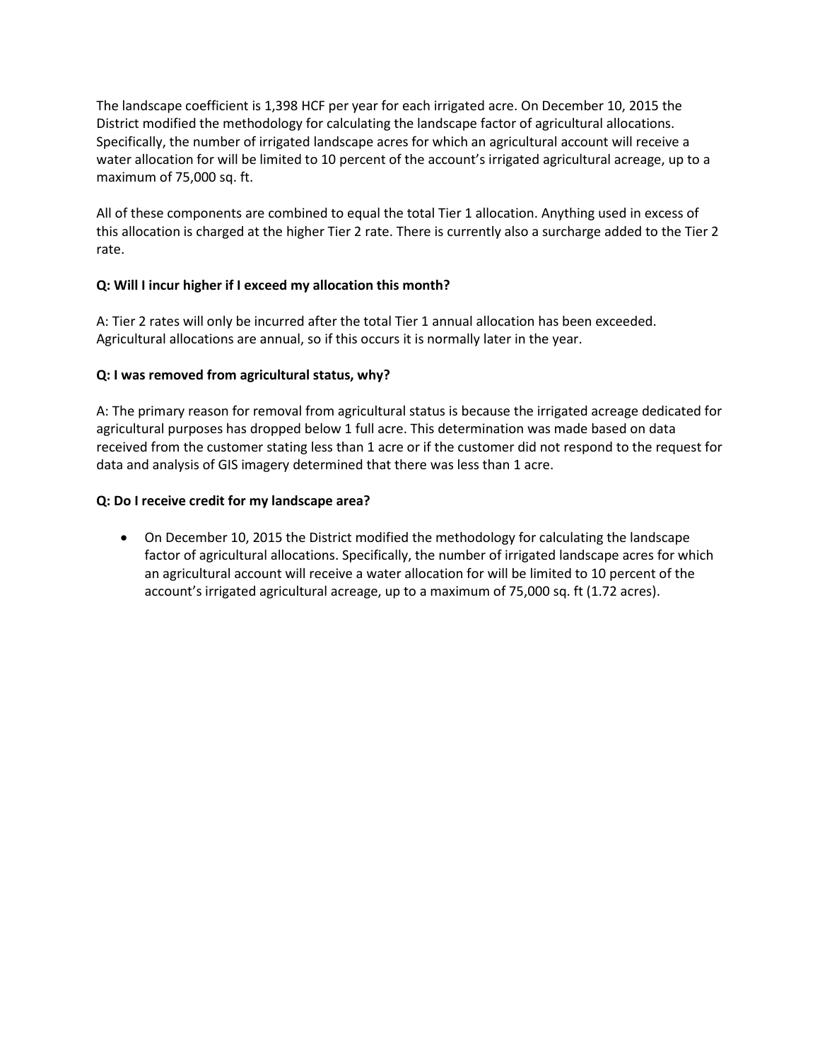The landscape coefficient is 1,398 HCF per year for each irrigated acre. On December 10, 2015 the District modified the methodology for calculating the landscape factor of agricultural allocations. Specifically, the number of irrigated landscape acres for which an agricultural account will receive a water allocation for will be limited to 10 percent of the account's irrigated agricultural acreage, up to a maximum of 75,000 sq. ft.

All of these components are combined to equal the total Tier 1 allocation. Anything used in excess of this allocation is charged at the higher Tier 2 rate. There is currently also a surcharge added to the Tier 2 rate.

**Q: Will I incur higher if I exceed my allocation this month?**

A: Tier 2 rates will only be incurred after the total Tier 1 annual allocation has been exceeded. Agricultural allocations are annual, so if this occurs it is normally later in the year.

**Q: I was removed from agricultural status, why?**

A: The primary reason for removal from agricultural status is because the irrigated acreage dedicated for agricultural purposes has dropped below 1 full acre. This determination was made based on data received from the customer stating less than 1 acre or if the customer did not respond to the request for data and analysis of GIS imagery determined that there was less than 1 acre.

**Q: Do I receive credit for my landscape area?**

- On December 10, 2015 the District modified the methodology for calculating the landscape factor of agricultural allocations. Specifically, the number of irrigated landscape acres for which an agricultural account will receive a water allocation for will be limited to 10 percent of the account's irrigated agricultural acreage, up to a maximum of 75,000 sq. ft (1.72 acres).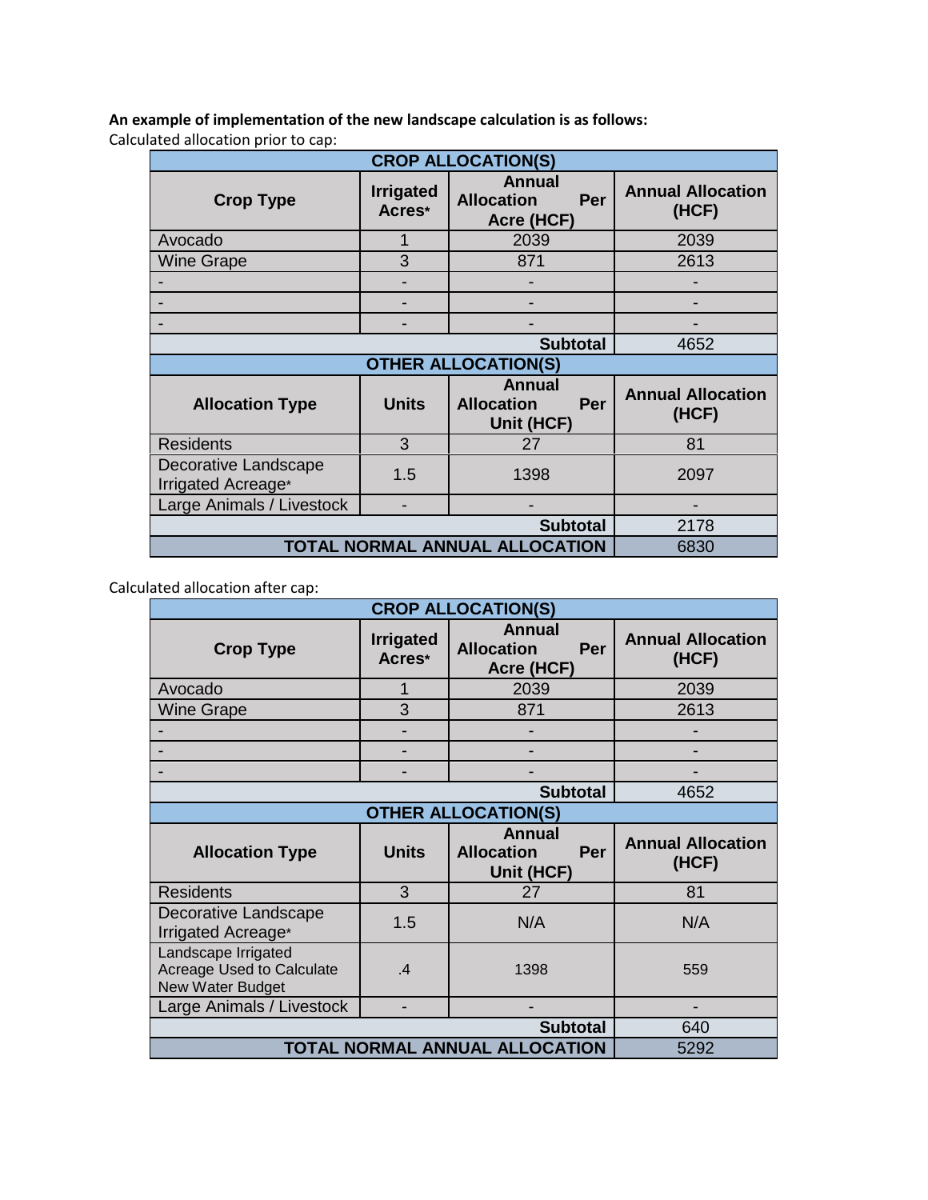**An example of implementation of the new landscape calculation is as follows:**

Calculated allocation prior to cap:

| CROP ALLOCATION(S) | | | |
|---|---|---|---|
| **Crop Type** | **Irrigated Acres*** | **Annual Allocation Per Acre (HCF)** | **Annual Allocation (HCF)** |
| Avocado | 1 | 2039 | 2039 |
| Wine Grape | 3 | 871 | 2613 |
| - | - | - | - |
| - | - | - | - |
| - | - | - | - |
| | | **Subtotal** | 4652 |
| **OTHER ALLOCATION(S)** | | | |
| **Allocation Type** | **Units** | **Annual Allocation Per Unit (HCF)** | **Annual Allocation (HCF)** |
| Residents | 3 | 27 | 81 |
| Decorative Landscape Irrigated Acreage* | 1.5 | 1398 | 2097 |
| Large Animals / Livestock | - | - | - |
| | | **Subtotal** | 2178 |
| **TOTAL NORMAL ANNUAL ALLOCATION** | | | 6830 |

Calculated allocation after cap:

| CROP ALLOCATION(S) | | | |
|---|---|---|---|
| **Crop Type** | **Irrigated Acres*** | **Annual Allocation Per Acre (HCF)** | **Annual Allocation (HCF)** |
| Avocado | 1 | 2039 | 2039 |
| Wine Grape | 3 | 871 | 2613 |
| - | - | - | - |
| - | - | - | - |
| - | - | - | - |
| | | **Subtotal** | 4652 |
| **OTHER ALLOCATION(S)** | | | |
| **Allocation Type** | **Units** | **Annual Allocation Per Unit (HCF)** | **Annual Allocation (HCF)** |
| Residents | 3 | 27 | 81 |
| Decorative Landscape Irrigated Acreage* | 1.5 | N/A | N/A |
| Landscape Irrigated Acreage Used to Calculate New Water Budget | .4 | 1398 | 559 |
| Large Animals / Livestock | - | - | - |
| | | **Subtotal** | 640 |
| **TOTAL NORMAL ANNUAL ALLOCATION** | | | 5292 |